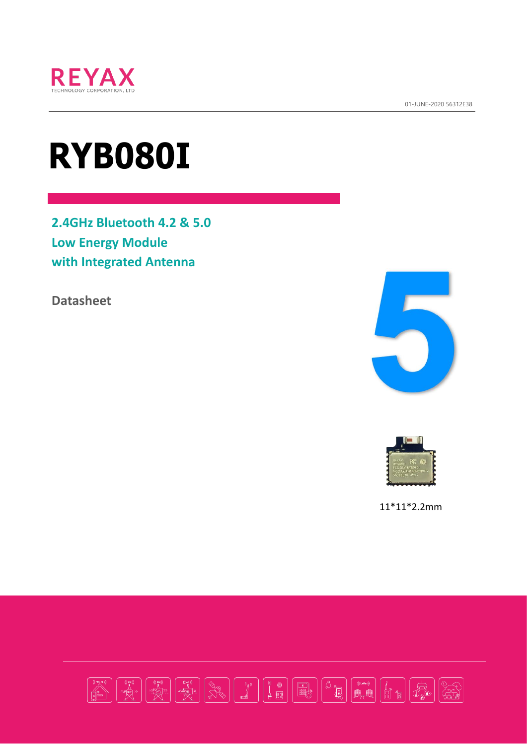REYAX

TECHNOLOGY CORPORATION, LTD

01-JUNE-2020 56312E38

# RYB080I

## 2.4GHz Bluetooth 4.2 & 5.0
## Low Energy Module
## with Integrated Antenna

**Datasheet**

11*11*2.2mm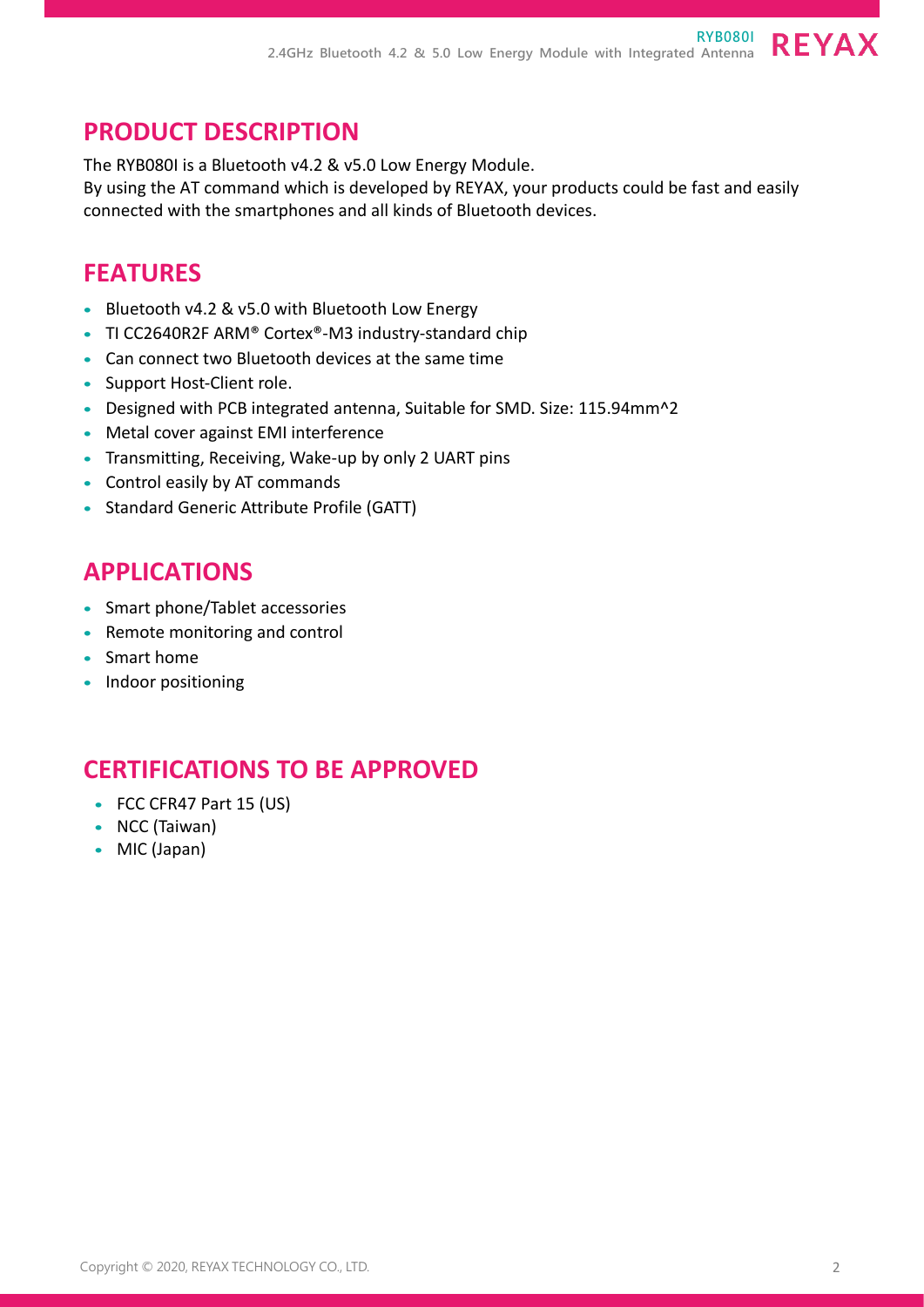## PRODUCT DESCRIPTION

The RYB080I is a Bluetooth v4.2 & v5.0 Low Energy Module.
By using the AT command which is developed by REYAX, your products could be fast and easily connected with the smartphones and all kinds of Bluetooth devices.

## FEATURES

- Bluetooth v4.2 & v5.0 with Bluetooth Low Energy
- TI CC2640R2F ARM® Cortex®-M3 industry-standard chip
- Can connect two Bluetooth devices at the same time
- Support Host-Client role.
- Designed with PCB integrated antenna, Suitable for SMD. Size: 115.94mm^2
- Metal cover against EMI interference
- Transmitting, Receiving, Wake-up by only 2 UART pins
- Control easily by AT commands
- Standard Generic Attribute Profile (GATT)

## APPLICATIONS

- Smart phone/Tablet accessories
- Remote monitoring and control
- Smart home
- Indoor positioning

## CERTIFICATIONS TO BE APPROVED

- FCC CFR47 Part 15 (US)
- NCC (Taiwan)
- MIC (Japan)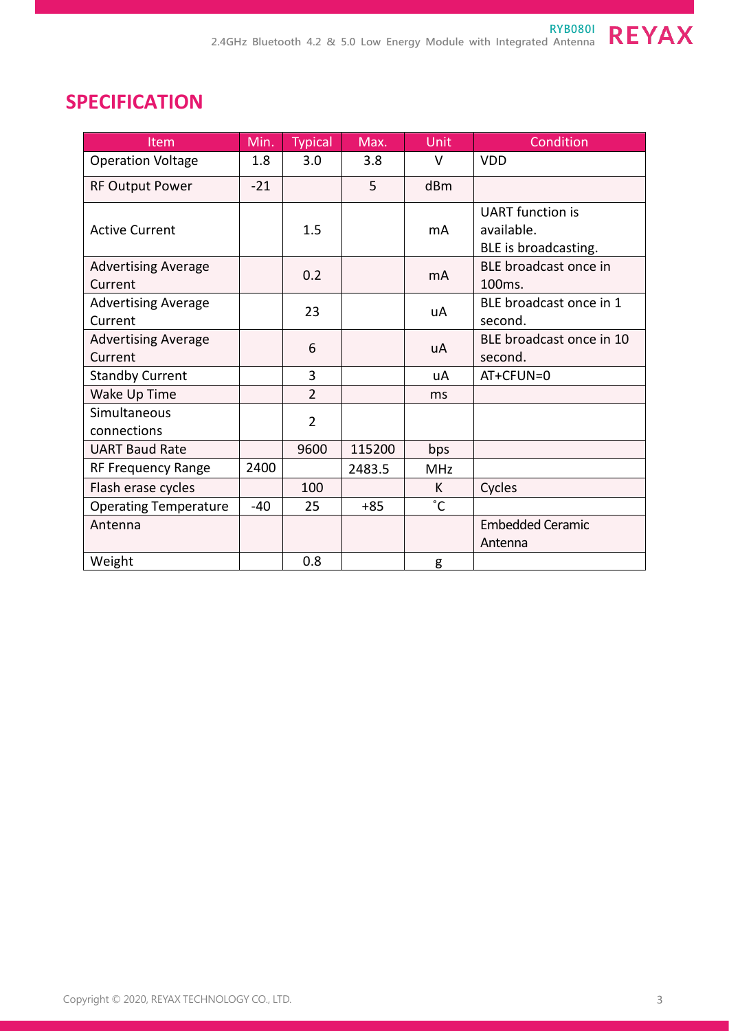# SPECIFICATION

| Item | Min. | Typical | Max. | Unit | Condition |
|---|---|---|---|---|---|
| Operation Voltage | 1.8 | 3.0 | 3.8 | V | VDD |
| RF Output Power | -21 | | 5 | dBm | |
| Active Current | | 1.5 | | mA | UART function is available. BLE is broadcasting. |
| Advertising Average Current | | 0.2 | | mA | BLE broadcast once in 100ms. |
| Advertising Average Current | | 23 | | uA | BLE broadcast once in 1 second. |
| Advertising Average Current | | 6 | | uA | BLE broadcast once in 10 second. |
| Standby Current | | 3 | | uA | AT+CFUN=0 |
| Wake Up Time | | 2 | | ms | |
| Simultaneous connections | | 2 | | | |
| UART Baud Rate | | 9600 | 115200 | bps | |
| RF Frequency Range | 2400 | | 2483.5 | MHz | |
| Flash erase cycles | | 100 | | K | Cycles |
| Operating Temperature | -40 | 25 | +85 | ˚C | |
| Antenna | | | | | Embedded Ceramic Antenna |
| Weight | | 0.8 | | g | |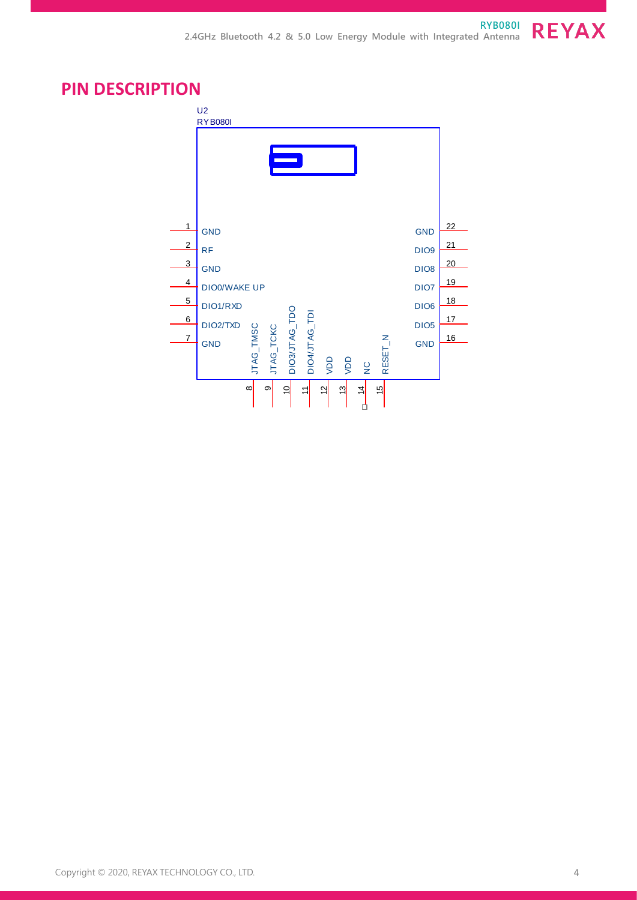## PIN DESCRIPTION

U2
RYB080I

| Pin | Name |
|---|---|
| 1 | GND |
| 2 | RF |
| 3 | GND |
| 4 | DIO0/WAKE UP |
| 5 | DIO1/RXD |
| 6 | DIO2/TXD |
| 7 | GND |
| 8 | JTAG_TMSC |
| 9 | JTAG_TCKC |
| 10 | DIO3/JTAG_TDO |
| 11 | DIO4/JTAG_TDI |
| 12 | VDD |
| 13 | VDD |
| 14 | NC |
| 15 | RESET_N |
| 16 | GND |
| 17 | DIO5 |
| 18 | DIO6 |
| 19 | DIO7 |
| 20 | DIO8 |
| 21 | DIO9 |
| 22 | GND |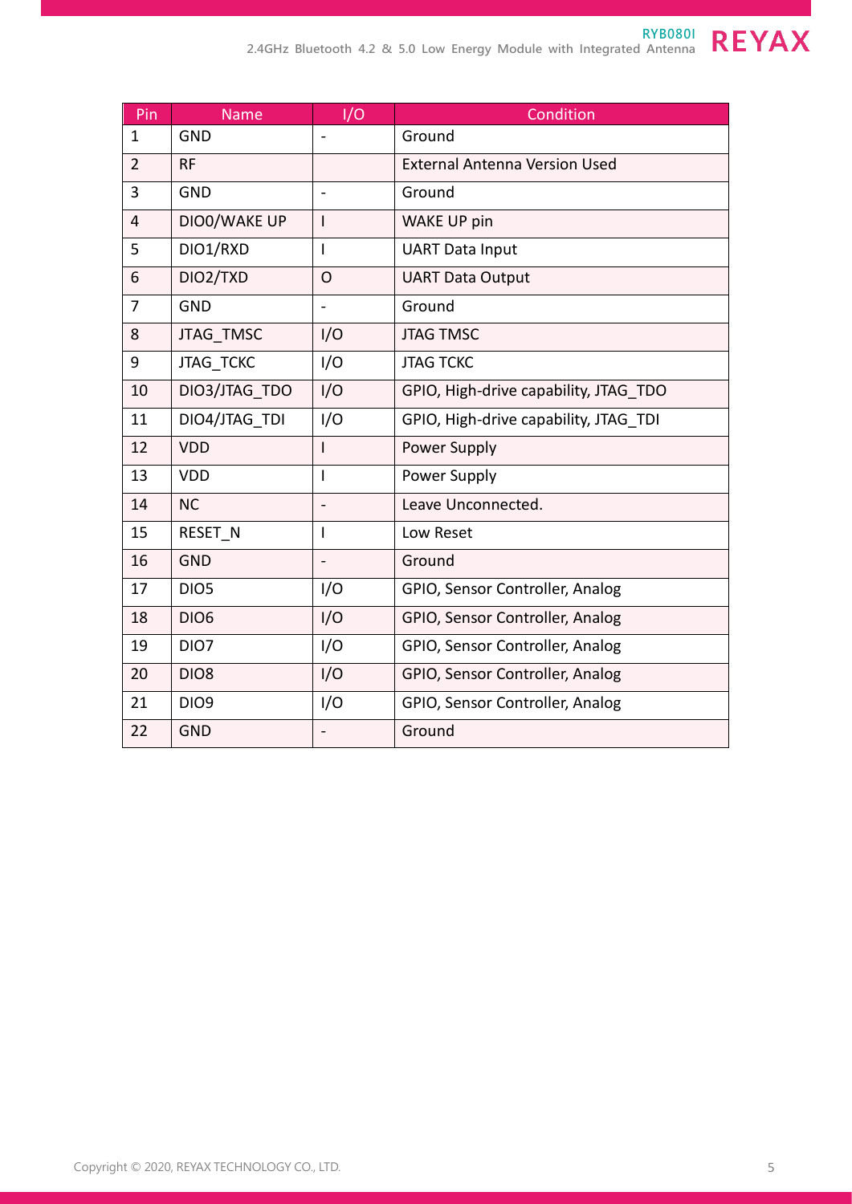| Pin | Name | I/O | Condition |
|---|---|---|---|
| 1 | GND | - | Ground |
| 2 | RF | | External Antenna Version Used |
| 3 | GND | - | Ground |
| 4 | DIO0/WAKE UP | I | WAKE UP pin |
| 5 | DIO1/RXD | I | UART Data Input |
| 6 | DIO2/TXD | O | UART Data Output |
| 7 | GND | - | Ground |
| 8 | JTAG_TMSC | I/O | JTAG TMSC |
| 9 | JTAG_TCKC | I/O | JTAG TCKC |
| 10 | DIO3/JTAG_TDO | I/O | GPIO, High-drive capability, JTAG_TDO |
| 11 | DIO4/JTAG_TDI | I/O | GPIO, High-drive capability, JTAG_TDI |
| 12 | VDD | I | Power Supply |
| 13 | VDD | I | Power Supply |
| 14 | NC | - | Leave Unconnected. |
| 15 | RESET_N | I | Low Reset |
| 16 | GND | - | Ground |
| 17 | DIO5 | I/O | GPIO, Sensor Controller, Analog |
| 18 | DIO6 | I/O | GPIO, Sensor Controller, Analog |
| 19 | DIO7 | I/O | GPIO, Sensor Controller, Analog |
| 20 | DIO8 | I/O | GPIO, Sensor Controller, Analog |
| 21 | DIO9 | I/O | GPIO, Sensor Controller, Analog |
| 22 | GND | - | Ground |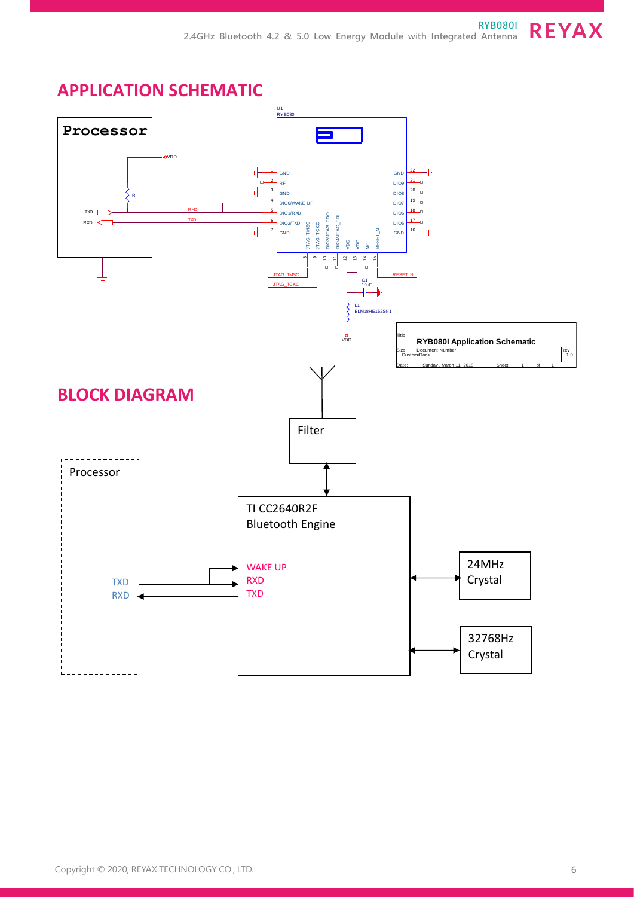## APPLICATION SCHEMATIC

U1
RYB080I

Processor

VDD

R

TXD
RXD

| Pin | Left side | Right side | Pin |
|---|---|---|---|
| 1 | GND | GND | 22 |
| 2 | RF | DIO9 | 21 |
| 3 | GND | DIO8 | 20 |
| 4 | DIO0/WAKE UP | DIO7 | 19 |
| 5 | DIO1/RXD | DIO6 | 18 |
| 6 | DIO2/TXD | DIO5 | 17 |
| 7 | GND | GND | 16 |

Bottom pins: 8 JTAG_TMSC, 9 JTAG_TCKC, 10 DIO3/JTAG_TDO, 11 DIO4/JTAG_TDI, 12 VDD, 13 VDD, 14 NC, 15 RESET_N

JTAG_TMSC
JTAG_TCKC
RESET_N

C1
10uF

L1
BLM18HE152SN1

VDD

| Title | RYB080I Application Schematic | | |
|---|---|---|---|
| Size Custom | Document Number <Doc> | | Rev 1.0 |
| Date: | Sunday, March 11, 2018 | Sheet 1 of 1 | |

## BLOCK DIAGRAM

Filter

Processor

TXD
RXD

TI CC2640R2F
Bluetooth Engine

WAKE UP
RXD
TXD

24MHz
Crystal

32768Hz
Crystal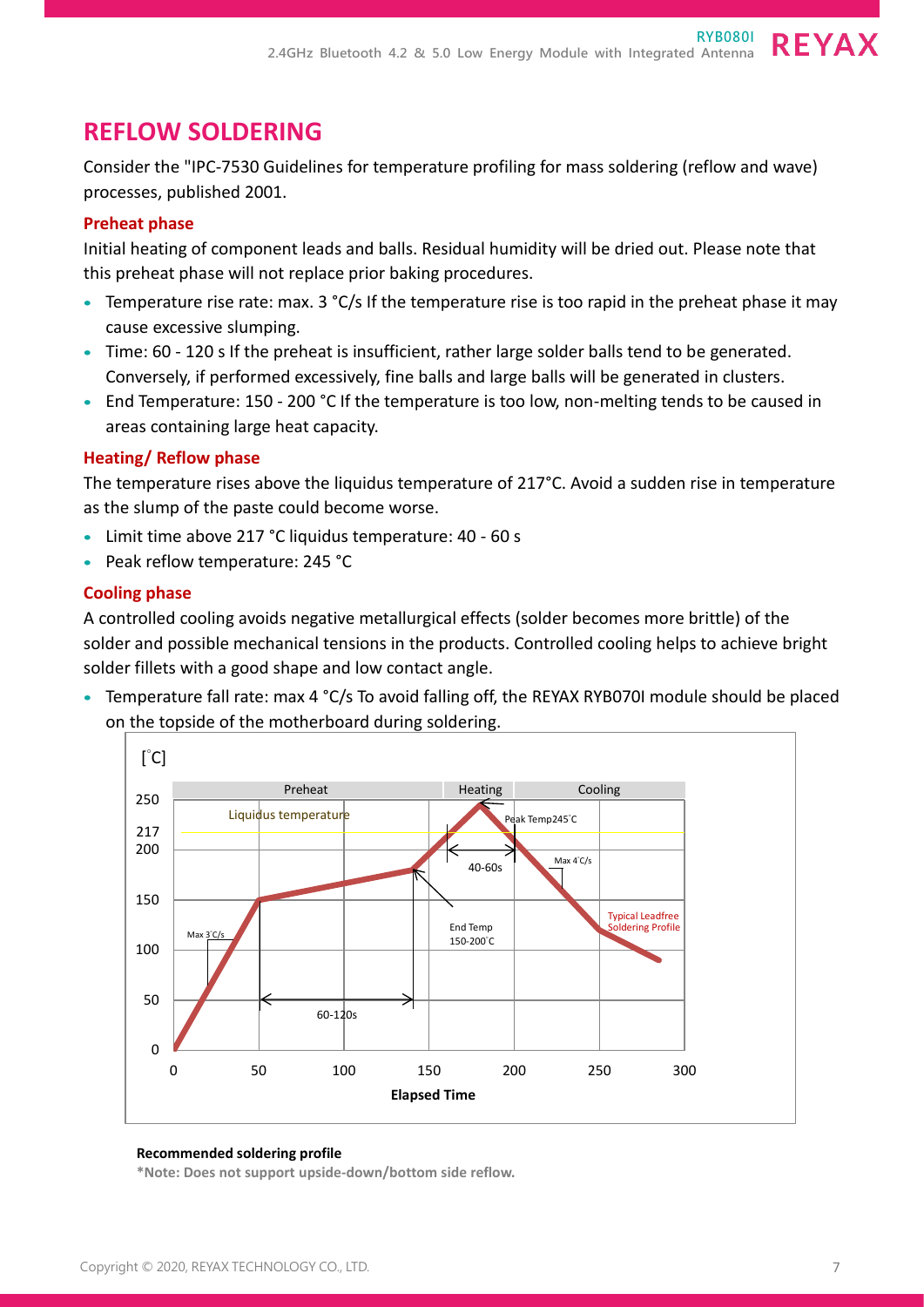## REFLOW SOLDERING

Consider the "IPC-7530 Guidelines for temperature profiling for mass soldering (reflow and wave) processes, published 2001.

### Preheat phase

Initial heating of component leads and balls. Residual humidity will be dried out. Please note that this preheat phase will not replace prior baking procedures.

- Temperature rise rate: max. 3 °C/s If the temperature rise is too rapid in the preheat phase it may cause excessive slumping.
- Time: 60 - 120 s If the preheat is insufficient, rather large solder balls tend to be generated. Conversely, if performed excessively, fine balls and large balls will be generated in clusters.
- End Temperature: 150 - 200 °C If the temperature is too low, non-melting tends to be caused in areas containing large heat capacity.

### Heating/ Reflow phase

The temperature rises above the liquidus temperature of 217°C. Avoid a sudden rise in temperature as the slump of the paste could become worse.

- Limit time above 217 °C liquidus temperature: 40 - 60 s
- Peak reflow temperature: 245 °C

### Cooling phase

A controlled cooling avoids negative metallurgical effects (solder becomes more brittle) of the solder and possible mechanical tensions in the products. Controlled cooling helps to achieve bright solder fillets with a good shape and low contact angle.

- Temperature fall rate: max 4 °C/s To avoid falling off, the REYAX RYB070I module should be placed on the topside of the motherboard during soldering.

**Recommended soldering profile**

**\*Note: Does not support upside-down/bottom side reflow.**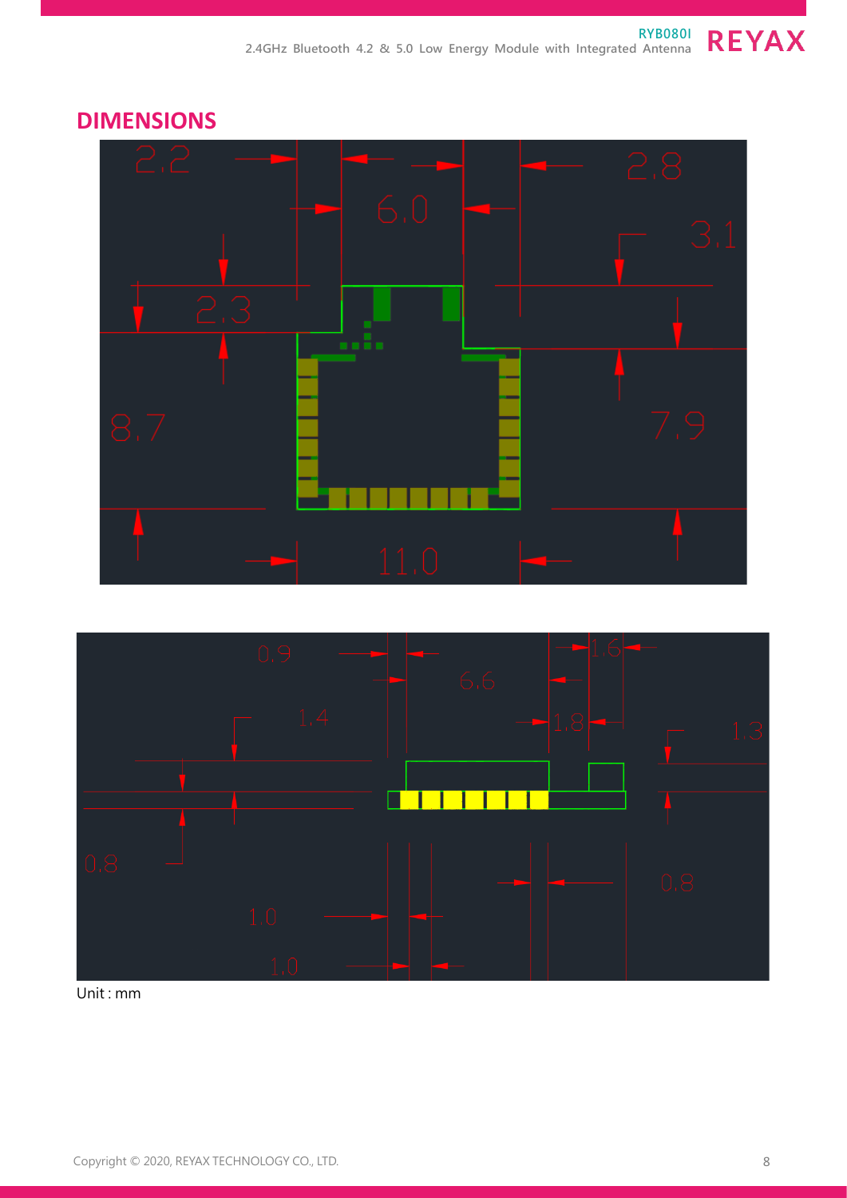## DIMENSIONS

Unit : mm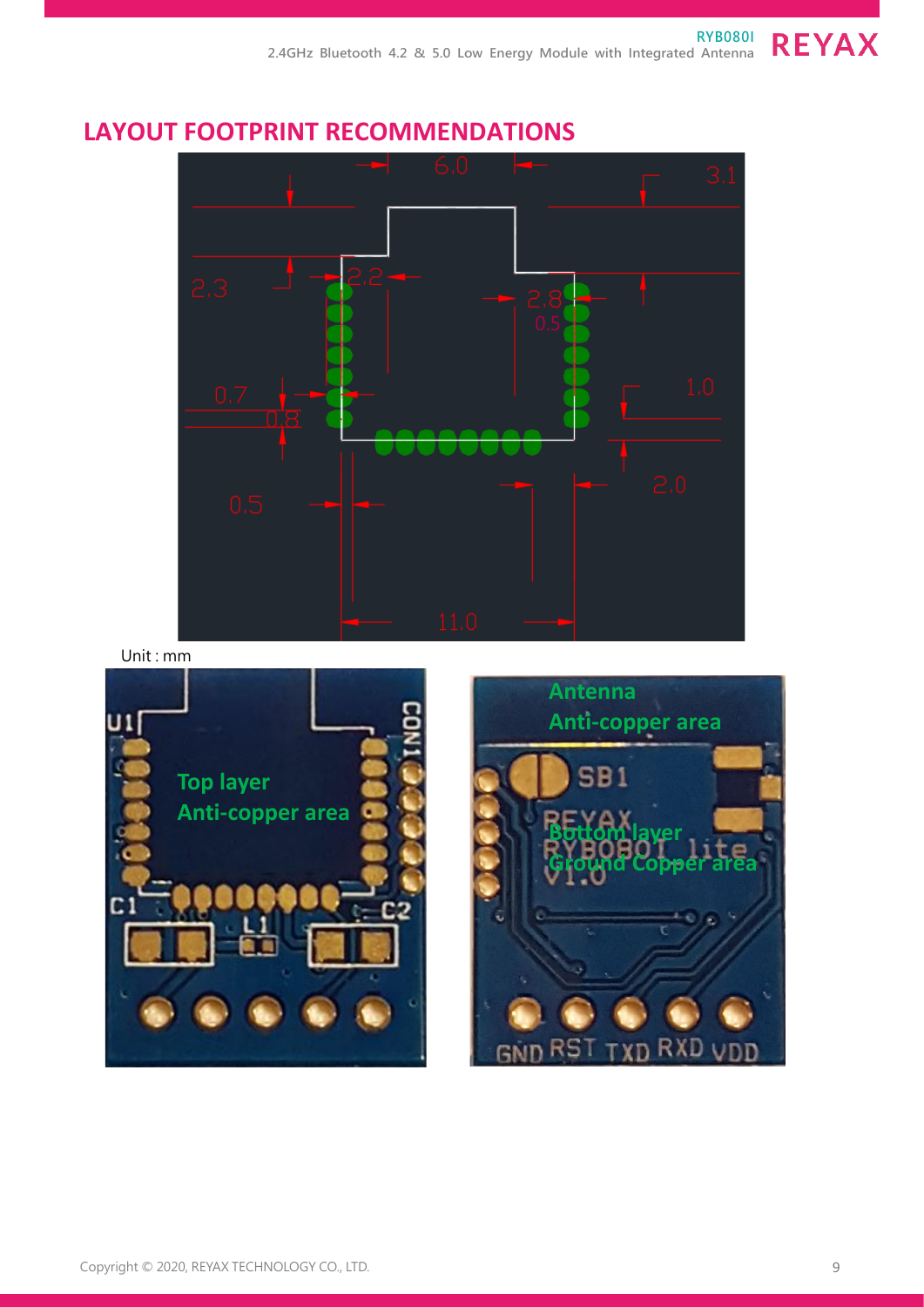## LAYOUT FOOTPRINT RECOMMENDATIONS

Unit : mm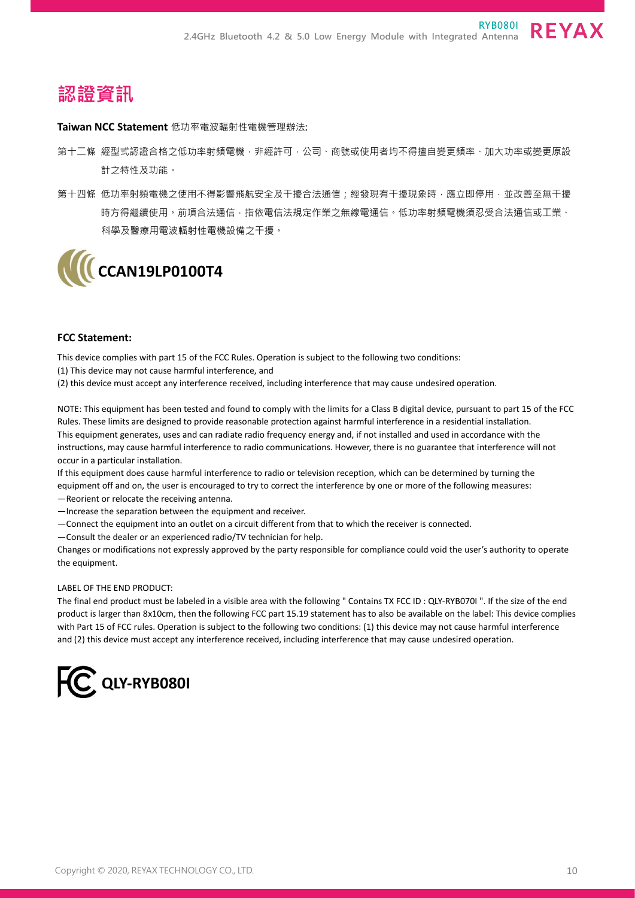# 認證資訊

**Taiwan NCC Statement** 低功率電波輻射性電機管理辦法:

第十二條 經型式認證合格之低功率射頻電機，非經許可，公司、商號或使用者均不得擅自變更頻率、加大功率或變更原設計之特性及功能。

第十四條 低功率射頻電機之使用不得影響飛航安全及干擾合法通信；經發現有干擾現象時，應立即停用，並改善至無干擾時方得繼續使用。前項合法通信，指依電信法規定作業之無線電通信。低功率射頻電機須忍受合法通信或工業、科學及醫療用電波輻射性電機設備之干擾。

**CCAN19LP0100T4**

**FCC Statement:**

This device complies with part 15 of the FCC Rules. Operation is subject to the following two conditions:
(1) This device may not cause harmful interference, and
(2) this device must accept any interference received, including interference that may cause undesired operation.

NOTE: This equipment has been tested and found to comply with the limits for a Class B digital device, pursuant to part 15 of the FCC Rules. These limits are designed to provide reasonable protection against harmful interference in a residential installation.
This equipment generates, uses and can radiate radio frequency energy and, if not installed and used in accordance with the instructions, may cause harmful interference to radio communications. However, there is no guarantee that interference will not occur in a particular installation.
If this equipment does cause harmful interference to radio or television reception, which can be determined by turning the equipment off and on, the user is encouraged to try to correct the interference by one or more of the following measures:
—Reorient or relocate the receiving antenna.
—Increase the separation between the equipment and receiver.
—Connect the equipment into an outlet on a circuit different from that to which the receiver is connected.
—Consult the dealer or an experienced radio/TV technician for help.
Changes or modifications not expressly approved by the party responsible for compliance could void the user's authority to operate the equipment.

LABEL OF THE END PRODUCT:
The final end product must be labeled in a visible area with the following " Contains TX FCC ID : QLY-RYB070I ". If the size of the end product is larger than 8x10cm, then the following FCC part 15.19 statement has to also be available on the label: This device complies with Part 15 of FCC rules. Operation is subject to the following two conditions: (1) this device may not cause harmful interference and (2) this device must accept any interference received, including interference that may cause undesired operation.

**QLY-RYB080I**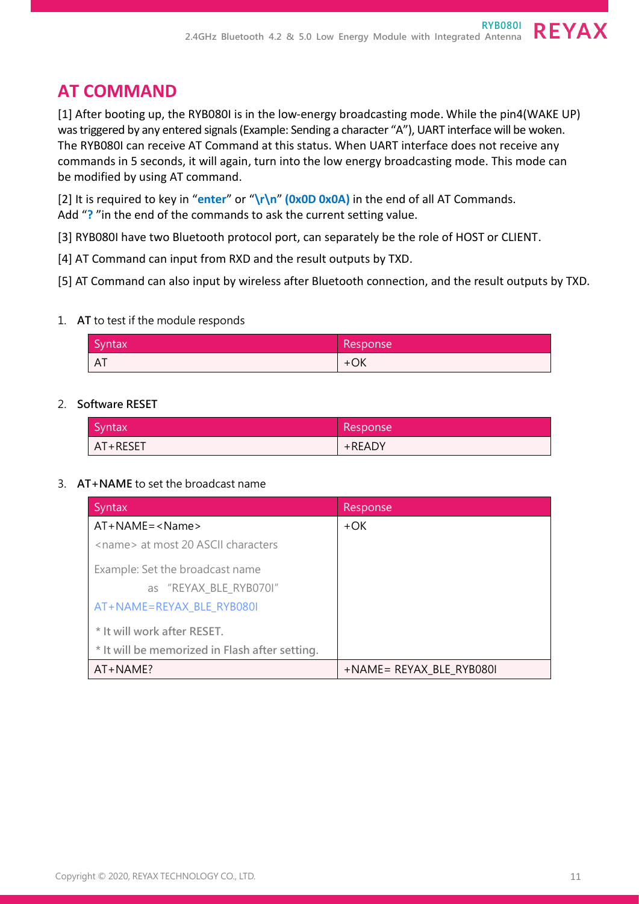# AT COMMAND

[1] After booting up, the RYB080I is in the low-energy broadcasting mode. While the pin4(WAKE UP) was triggered by any entered signals (Example: Sending a character "A"), UART interface will be woken. The RYB080I can receive AT Command at this status. When UART interface does not receive any commands in 5 seconds, it will again, turn into the low energy broadcasting mode. This mode can be modified by using AT command.

[2] It is required to key in "**enter**" or "**\r\n**" **(0x0D 0x0A)** in the end of all AT Commands. Add "**?** "in the end of the commands to ask the current setting value.

[3] RYB080I have two Bluetooth protocol port, can separately be the role of HOST or CLIENT.

[4] AT Command can input from RXD and the result outputs by TXD.

[5] AT Command can also input by wireless after Bluetooth connection, and the result outputs by TXD.

1. **AT** to test if the module responds

| Syntax | Response |
|---|---|
| AT | +OK |

2. **Software RESET**

| Syntax | Response |
|---|---|
| AT+RESET | +READY |

3. **AT+NAME** to set the broadcast name

| Syntax | Response |
|---|---|
| AT+NAME=<Name><br><name> at most 20 ASCII characters<br>Example: Set the broadcast name as "REYAX_BLE_RYB070I"<br>AT+NAME=REYAX_BLE_RYB080I<br>* It will work after RESET.<br>* It will be memorized in Flash after setting. | +OK |
| AT+NAME? | +NAME= REYAX_BLE_RYB080I |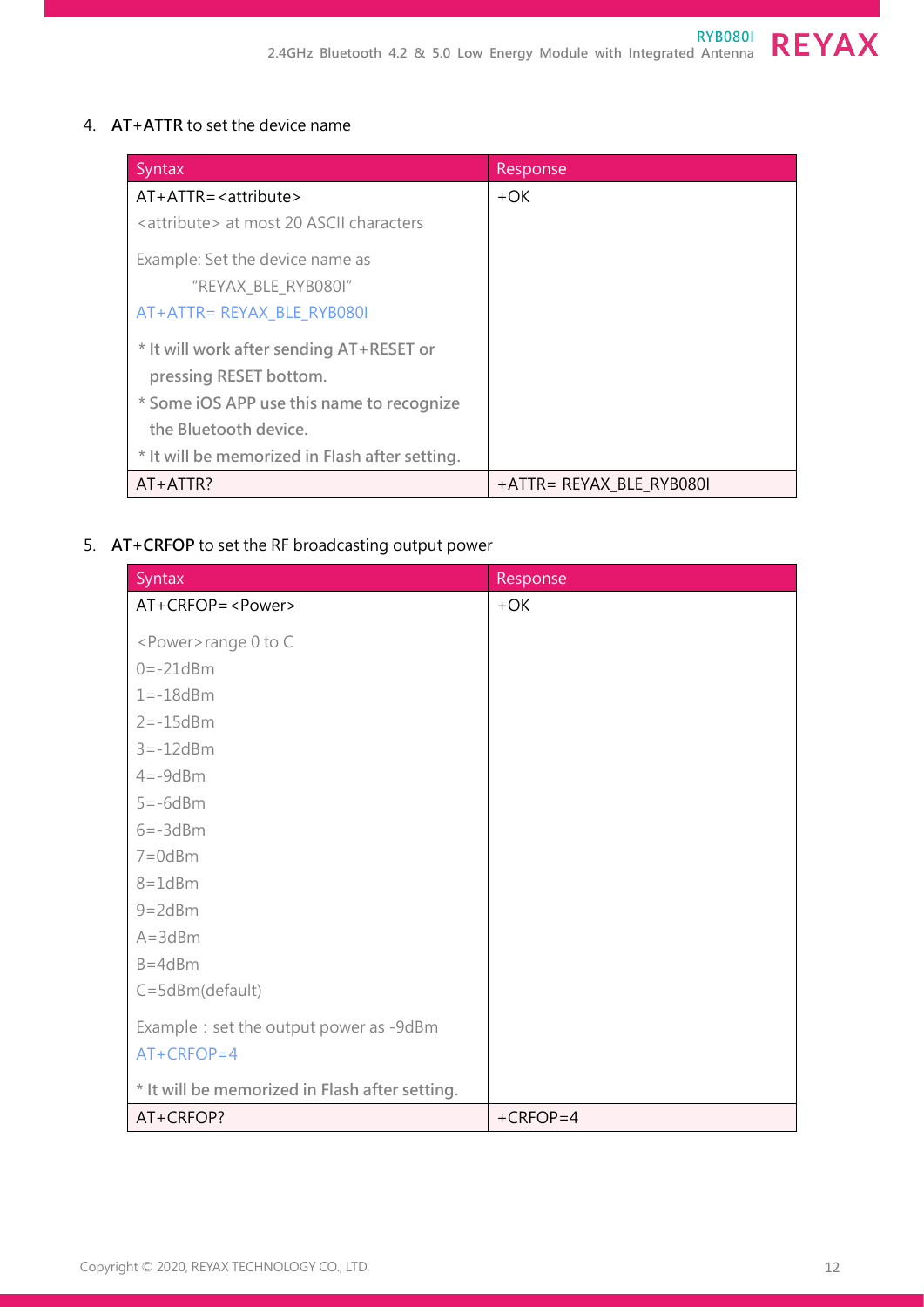4. **AT+ATTR** to set the device name

| Syntax | Response |
|---|---|
| AT+ATTR=<attribute><br><attribute> at most 20 ASCII characters<br><br>Example: Set the device name as "REYAX_BLE_RYB080I"<br>AT+ATTR= REYAX_BLE_RYB080I<br><br>**\* It will work after sending AT+RESET or pressing RESET bottom.**<br>**\* Some iOS APP use this name to recognize the Bluetooth device.**<br>**\* It will be memorized in Flash after setting.** | +OK |
| AT+ATTR? | +ATTR= REYAX_BLE_RYB080I |

5. **AT+CRFOP** to set the RF broadcasting output power

| Syntax | Response |
|---|---|
| AT+CRFOP=<Power><br><br><Power>range 0 to C<br>0=-21dBm<br>1=-18dBm<br>2=-15dBm<br>3=-12dBm<br>4=-9dBm<br>5=-6dBm<br>6=-3dBm<br>7=0dBm<br>8=1dBm<br>9=2dBm<br>A=3dBm<br>B=4dBm<br>C=5dBm(default)<br><br>Example：set the output power as -9dBm<br>AT+CRFOP=4<br><br>**\* It will be memorized in Flash after setting.** | +OK |
| AT+CRFOP? | +CRFOP=4 |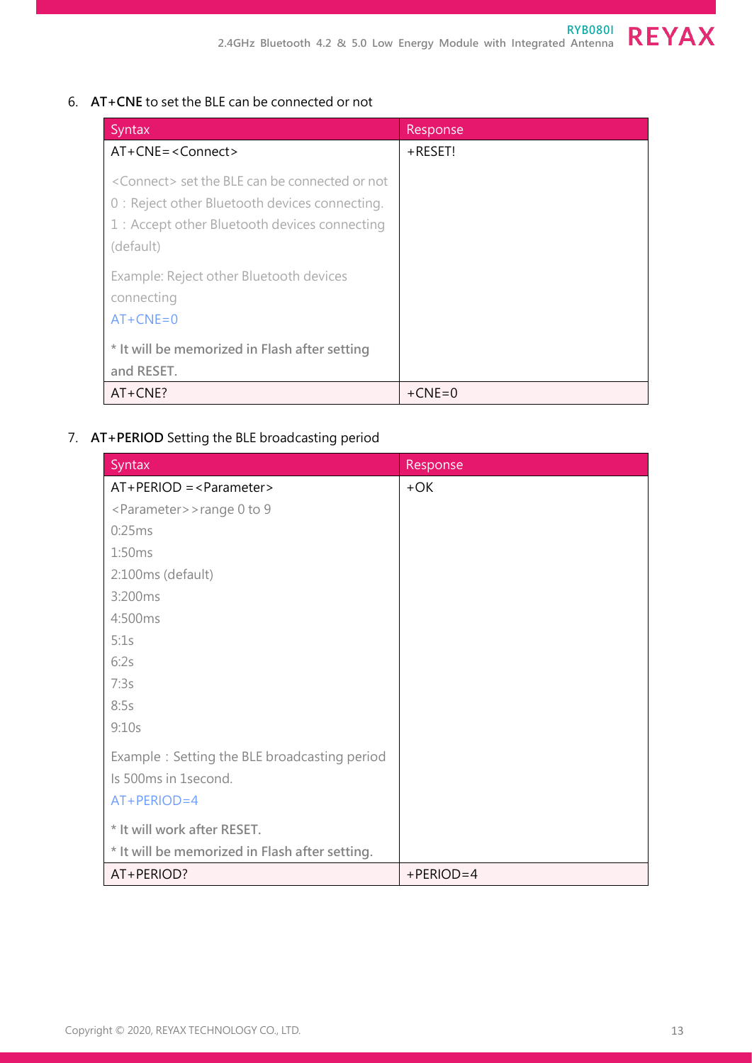6. **AT+CNE** to set the BLE can be connected or not

| Syntax | Response |
| --- | --- |
| AT+CNE=<Connect><br><br><Connect> set the BLE can be connected or not<br>0：Reject other Bluetooth devices connecting.<br>1：Accept other Bluetooth devices connecting (default)<br><br>Example: Reject other Bluetooth devices connecting<br>AT+CNE=0<br><br>**\* It will be memorized in Flash after setting and RESET.** | +RESET! |
| AT+CNE? | +CNE=0 |

7. **AT+PERIOD** Setting the BLE broadcasting period

| Syntax | Response |
| --- | --- |
| AT+PERIOD =<Parameter><br><Parameter>>range 0 to 9<br>0:25ms<br>1:50ms<br>2:100ms (default)<br>3:200ms<br>4:500ms<br>5:1s<br>6:2s<br>7:3s<br>8:5s<br>9:10s<br><br>Example：Setting the BLE broadcasting period Is 500ms in 1second.<br>AT+PERIOD=4<br><br>**\* It will work after RESET.**<br>**\* It will be memorized in Flash after setting.** | +OK |
| AT+PERIOD? | +PERIOD=4 |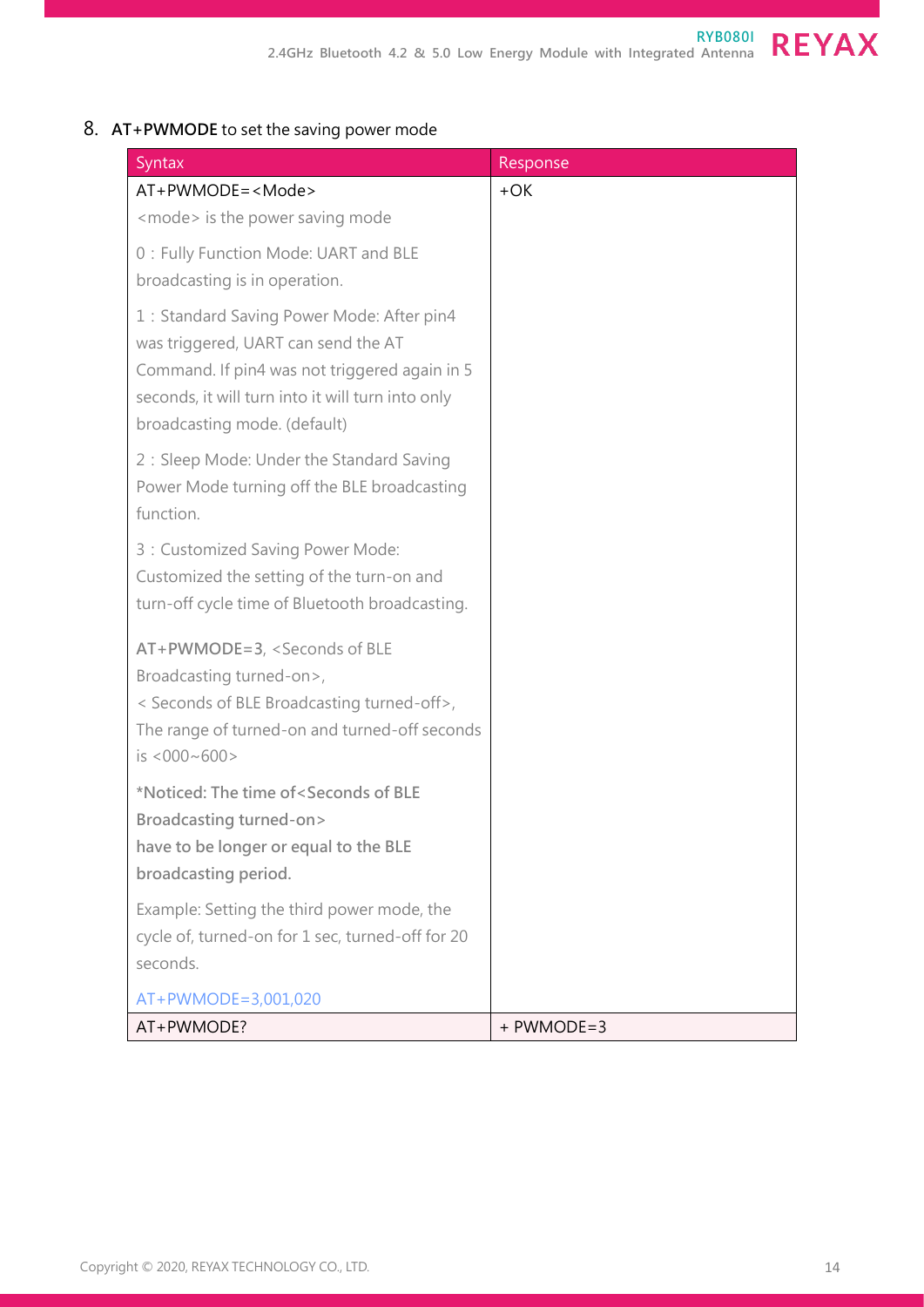## 8. **AT+PWMODE** to set the saving power mode

| Syntax | Response |
|---|---|
| AT+PWMODE=<Mode><br><mode> is the power saving mode<br>0：Fully Function Mode: UART and BLE broadcasting is in operation.<br>1：Standard Saving Power Mode: After pin4 was triggered, UART can send the AT Command. If pin4 was not triggered again in 5 seconds, it will turn into it will turn into only broadcasting mode. (default)<br>2：Sleep Mode: Under the Standard Saving Power Mode turning off the BLE broadcasting function.<br>3：Customized Saving Power Mode: Customized the setting of the turn-on and turn-off cycle time of Bluetooth broadcasting.<br>**AT+PWMODE=3**, <Seconds of BLE Broadcasting turned-on>,<br>< Seconds of BLE Broadcasting turned-off>,<br>The range of turned-on and turned-off seconds is <000~600><br>***Noticed: The time of<Seconds of BLE Broadcasting turned-on> have to be longer or equal to the BLE broadcasting period.**<br>Example: Setting the third power mode, the cycle of, turned-on for 1 sec, turned-off for 20 seconds.<br>AT+PWMODE=3,001,020 | +OK |
| AT+PWMODE? | + PWMODE=3 |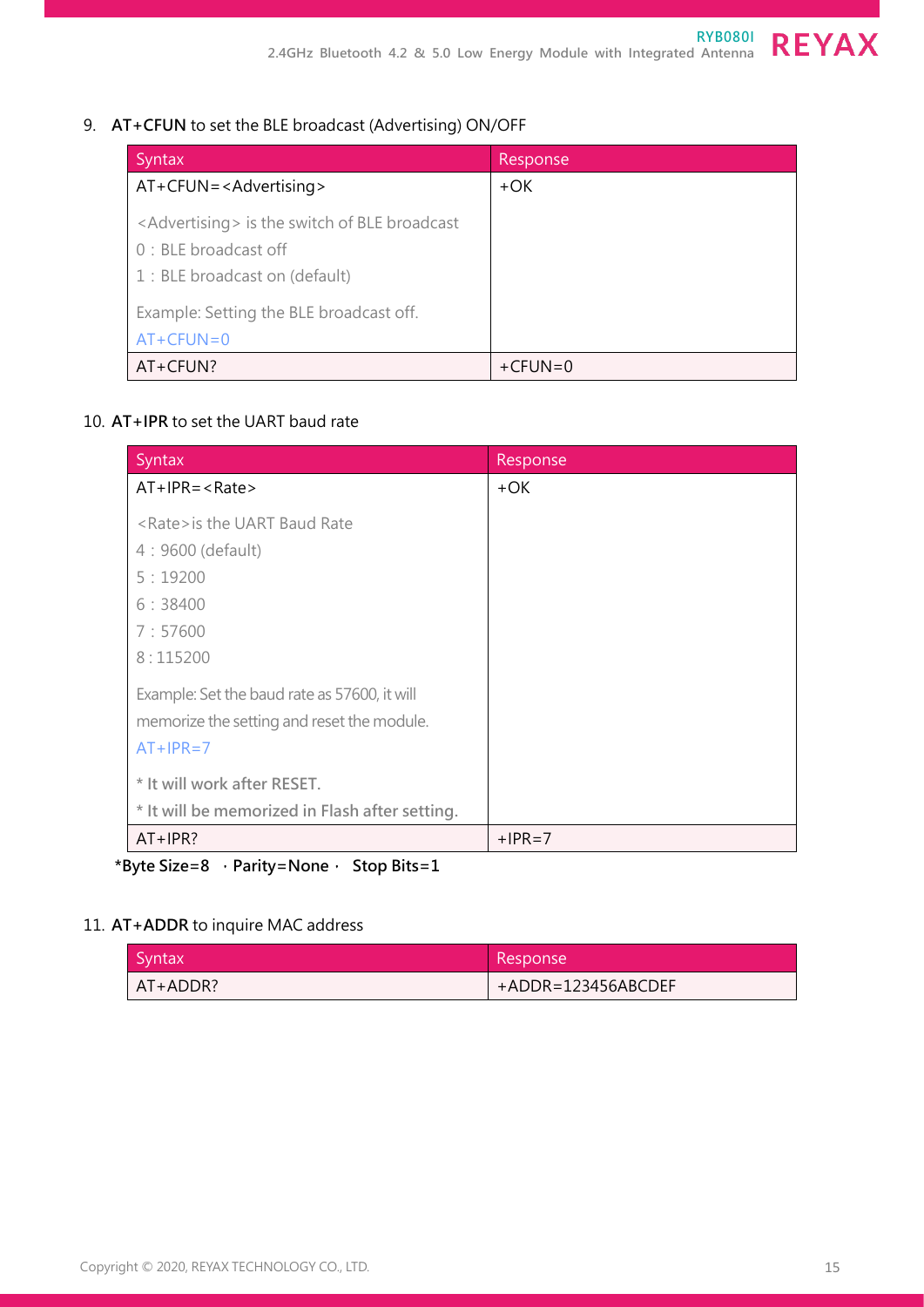9. **AT+CFUN** to set the BLE broadcast (Advertising) ON/OFF

| Syntax | Response |
| --- | --- |
| AT+CFUN=<Advertising><br><br><Advertising> is the switch of BLE broadcast<br>0：BLE broadcast off<br>1：BLE broadcast on (default)<br><br>Example: Setting the BLE broadcast off.<br>AT+CFUN=0 | +OK |
| AT+CFUN? | +CFUN=0 |

10. **AT+IPR** to set the UART baud rate

| Syntax | Response |
| --- | --- |
| AT+IPR=<Rate><br><br><Rate>is the UART Baud Rate<br>4：9600 (default)<br>5：19200<br>6：38400<br>7：57600<br>8 : 115200<br><br>Example: Set the baud rate as 57600, it will memorize the setting and reset the module.<br>AT+IPR=7<br><br>**\* It will work after RESET.**<br>**\* It will be memorized in Flash after setting.** | +OK |
| AT+IPR? | +IPR=7 |

**\*Byte Size=8 ，Parity=None， Stop Bits=1**

11. **AT+ADDR** to inquire MAC address

| Syntax | Response |
| --- | --- |
| AT+ADDR? | +ADDR=123456ABCDEF |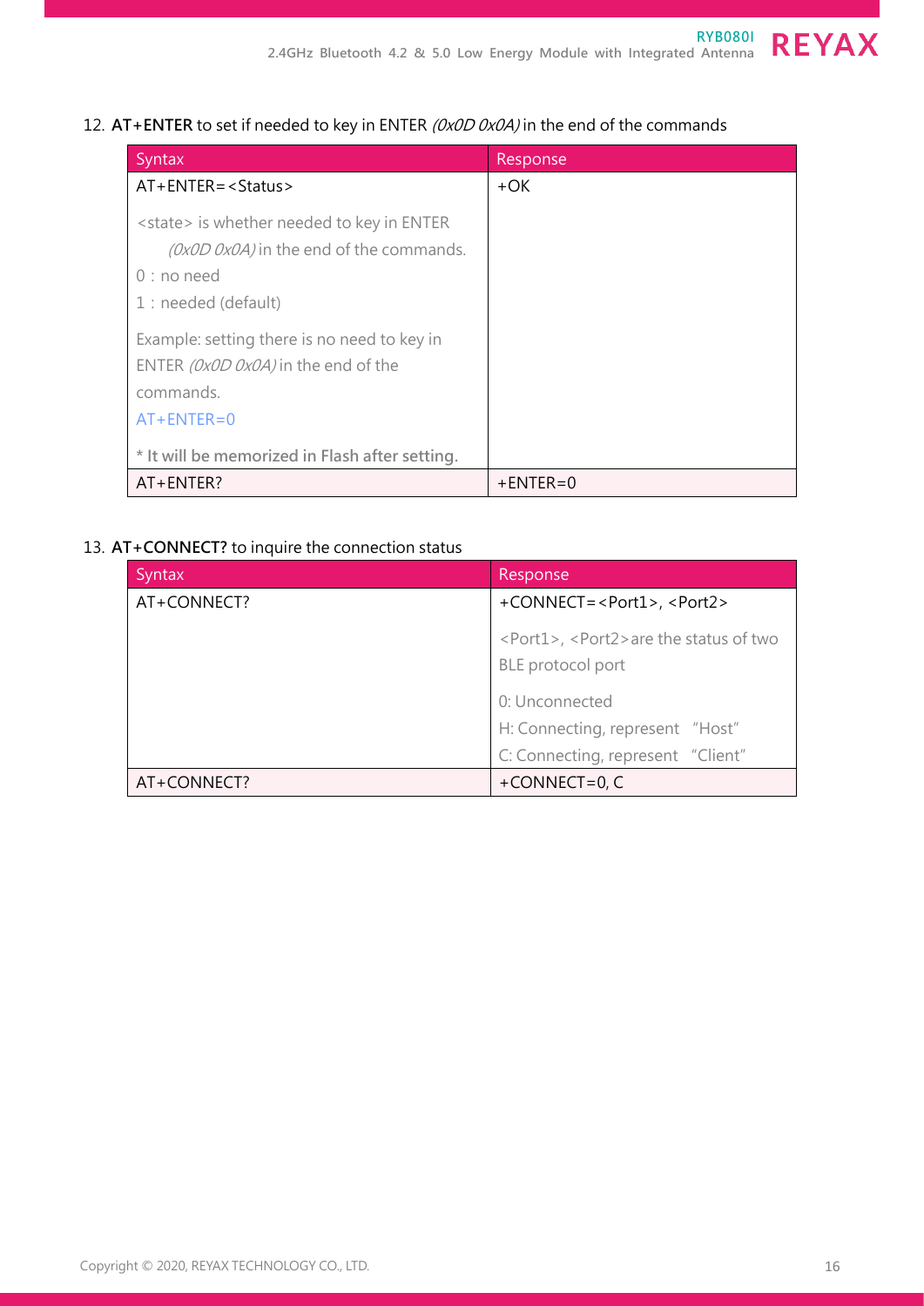12. **AT+ENTER** to set if needed to key in ENTER *(0x0D 0x0A)* in the end of the commands

| Syntax | Response |
|---|---|
| AT+ENTER=<Status><br><br><state> is whether needed to key in ENTER *(0x0D 0x0A)* in the end of the commands.<br>0：no need<br>1：needed (default)<br><br>Example: setting there is no need to key in ENTER *(0x0D 0x0A)* in the end of the commands.<br>AT+ENTER=0<br><br>**\* It will be memorized in Flash after setting.** | +OK |
| AT+ENTER? | +ENTER=0 |

13. **AT+CONNECT?** to inquire the connection status

| Syntax | Response |
|---|---|
| AT+CONNECT? | +CONNECT=<Port1>, <Port2><br><br><Port1>, <Port2>are the status of two BLE protocol port<br><br>0: Unconnected<br>H: Connecting, represent "Host"<br>C: Connecting, represent "Client" |
| AT+CONNECT? | +CONNECT=0, C |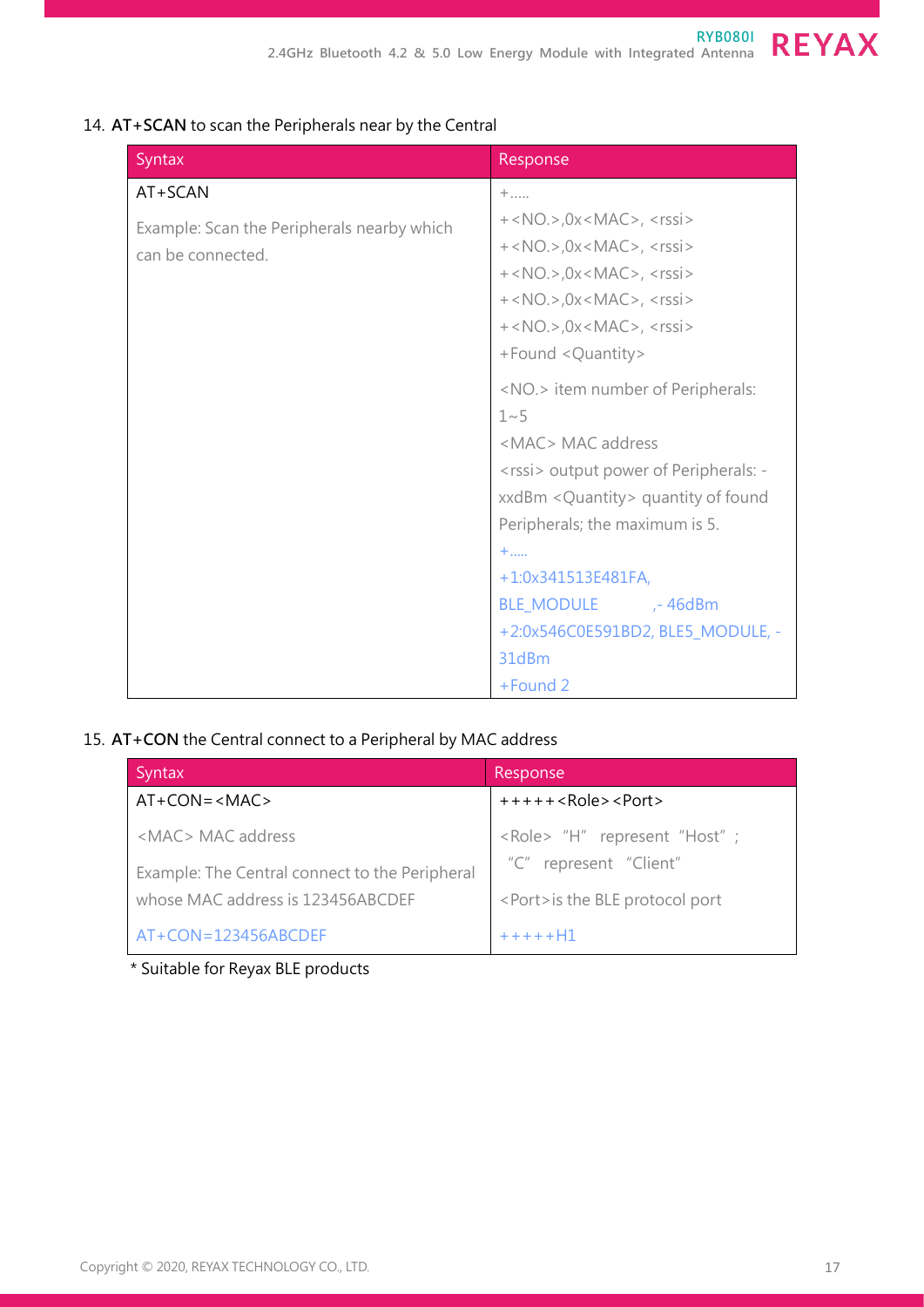14. **AT+SCAN** to scan the Peripherals near by the Central

| Syntax | Response |
| --- | --- |
| AT+SCAN<br><br>Example: Scan the Peripherals nearby which can be connected. | +.....<br>+<NO.>,0x<MAC>, <rssi><br>+<NO.>,0x<MAC>, <rssi><br>+<NO.>,0x<MAC>, <rssi><br>+<NO.>,0x<MAC>, <rssi><br>+<NO.>,0x<MAC>, <rssi><br>+Found <Quantity><br><br><NO.> item number of Peripherals: 1~5<br><MAC> MAC address<br><rssi> output power of Peripherals: -xxdBm <Quantity> quantity of found Peripherals; the maximum is 5.<br>+.....<br>+1:0x341513E481FA, BLE_MODULE ,- 46dBm<br>+2:0x546C0E591BD2, BLE5_MODULE, -31dBm<br>+Found 2 |

15. **AT+CON** the Central connect to a Peripheral by MAC address

| Syntax | Response |
| --- | --- |
| AT+CON=<MAC> | +++++<Role><Port> |
| <MAC> MAC address<br><br>Example: The Central connect to the Peripheral whose MAC address is 123456ABCDEF | <Role> "H" represent "Host"; "C" represent "Client"<br><br><Port>is the BLE protocol port |
| AT+CON=123456ABCDEF | +++++H1 |

* Suitable for Reyax BLE products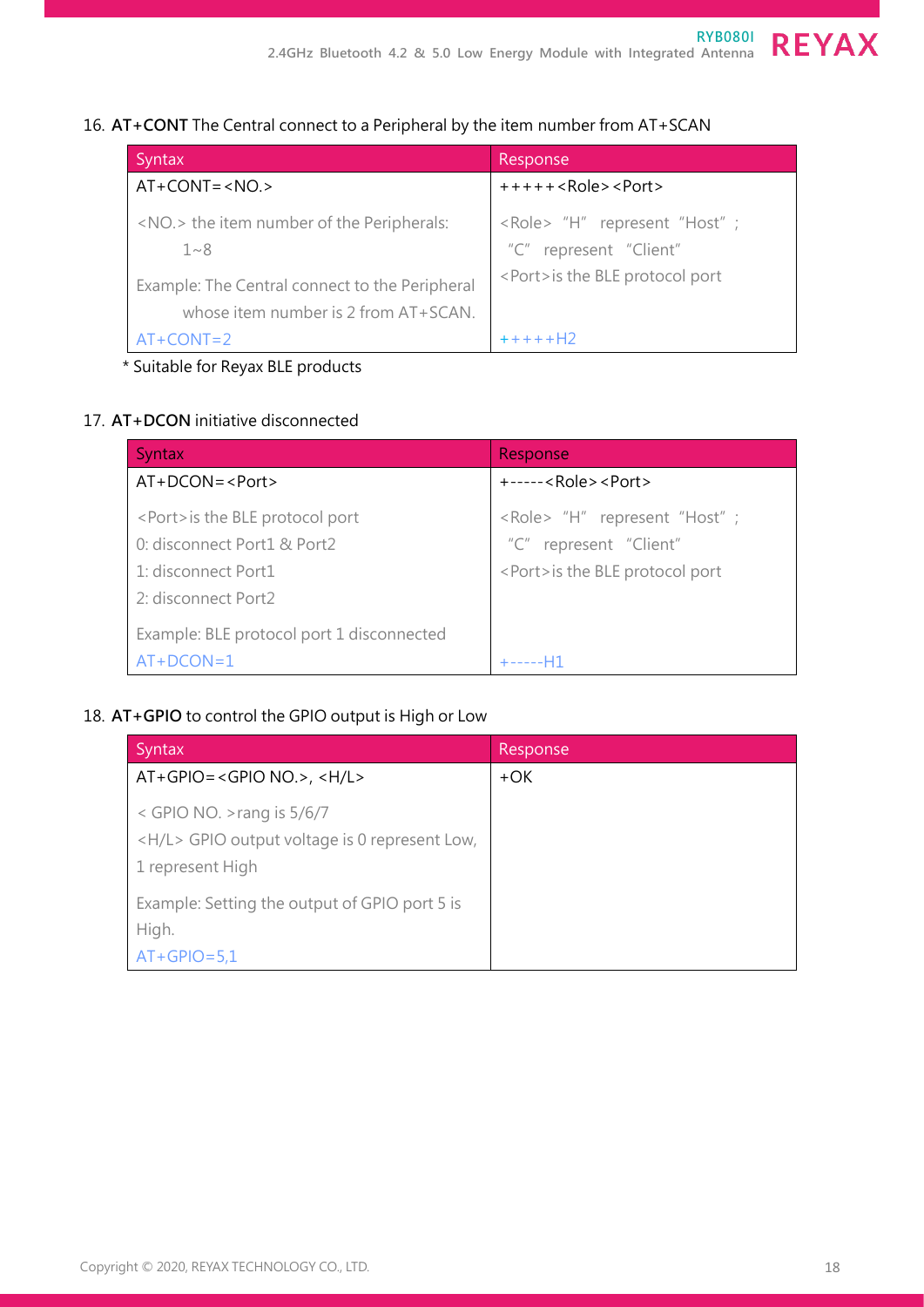16. **AT+CONT** The Central connect to a Peripheral by the item number from AT+SCAN

| Syntax | Response |
|---|---|
| AT+CONT=<NO.> | +++++<Role><Port> |
| <NO.> the item number of the Peripherals: 1~8 | <Role> "H" represent "Host"; "C" represent "Client" |
| Example: The Central connect to the Peripheral whose item number is 2 from AT+SCAN. | <Port>is the BLE protocol port |
| AT+CONT=2 | +++++H2 |

\* Suitable for Reyax BLE products

17. **AT+DCON** initiative disconnected

| Syntax | Response |
|---|---|
| AT+DCON=<Port> | +-----<Role><Port> |
| <Port>is the BLE protocol port<br>0: disconnect Port1 & Port2<br>1: disconnect Port1<br>2: disconnect Port2 | <Role> "H" represent "Host"; "C" represent "Client"<br><Port>is the BLE protocol port |
| Example: BLE protocol port 1 disconnected | |
| AT+DCON=1 | +-----H1 |

18. **AT+GPIO** to control the GPIO output is High or Low

| Syntax | Response |
|---|---|
| AT+GPIO=<GPIO NO.>, <H/L> | +OK |
| < GPIO NO. >rang is 5/6/7<br><H/L> GPIO output voltage is 0 represent Low, 1 represent High | |
| Example: Setting the output of GPIO port 5 is High. | |
| AT+GPIO=5,1 | |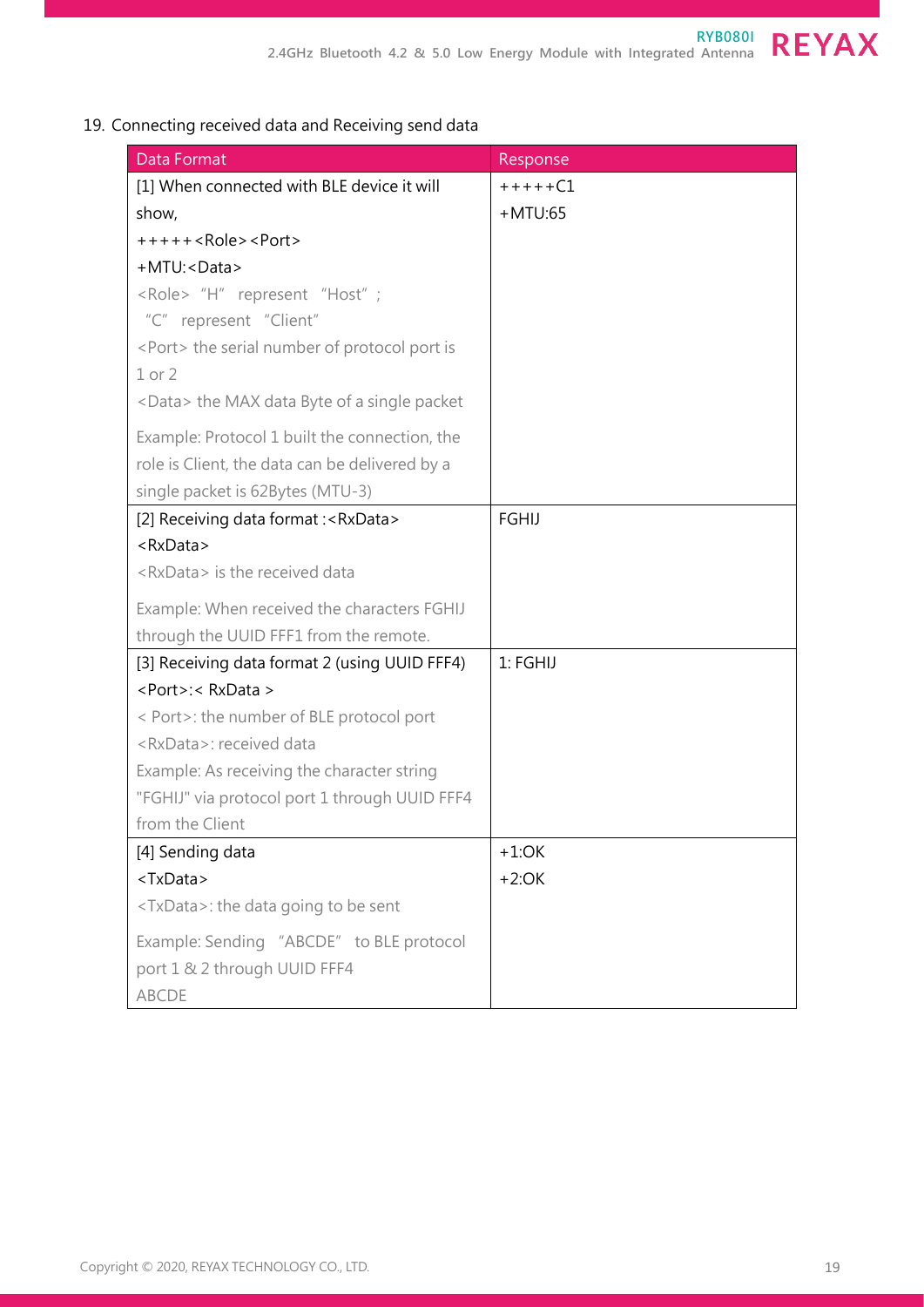## 19. Connecting received data and Receiving send data

| Data Format | Response |
|---|---|
| [1] When connected with BLE device it will show,<br>+++++<Role><Port><br>+MTU:<Data><br><Role> "H" represent "Host" ;<br>"C" represent "Client"<br><Port> the serial number of protocol port is 1 or 2<br><Data> the MAX data Byte of a single packet<br>Example: Protocol 1 built the connection, the role is Client, the data can be delivered by a single packet is 62Bytes (MTU-3) | +++++C1<br>+MTU:65 |
| [2] Receiving data format :<RxData><br><RxData><br><RxData> is the received data<br>Example: When received the characters FGHIJ through the UUID FFF1 from the remote. | FGHIJ |
| [3] Receiving data format 2 (using UUID FFF4)<br><Port>:< RxData ><br>< Port>: the number of BLE protocol port<br><RxData>: received data<br>Example: As receiving the character string "FGHIJ" via protocol port 1 through UUID FFF4 from the Client | 1: FGHIJ |
| [4] Sending data<br><TxData><br><TxData>: the data going to be sent<br>Example: Sending "ABCDE" to BLE protocol port 1 & 2 through UUID FFF4<br>ABCDE | +1:OK<br>+2:OK |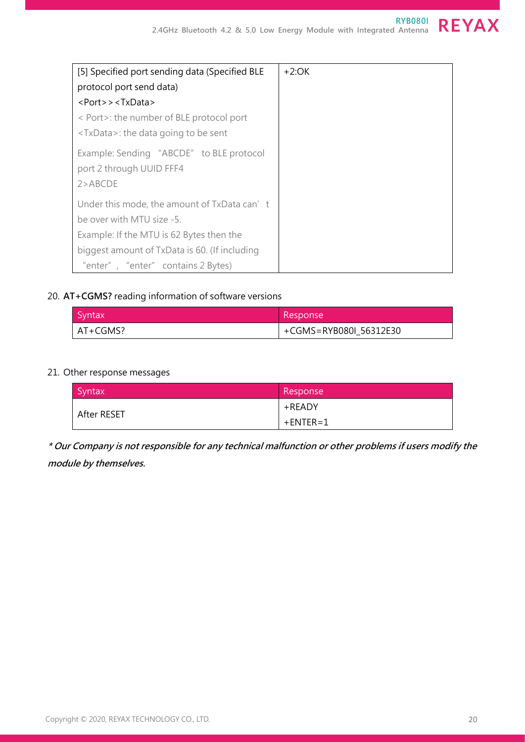| [5] Specified port sending data (Specified BLE protocol port send data)<br><Port>><TxData><br>< Port>: the number of BLE protocol port<br><TxData>: the data going to be sent<br><br>Example: Sending "ABCDE" to BLE protocol port 2 through UUID FFF4<br>2>ABCDE<br><br>Under this mode, the amount of TxData can't be over with MTU size -5.<br>Example: If the MTU is 62 Bytes then the biggest amount of TxData is 60. (If including "enter", "enter" contains 2 Bytes) | +2:OK |
|---|---|

20. **AT+CGMS?** reading information of software versions

| Syntax | Response |
|---|---|
| AT+CGMS? | +CGMS=RYB080I_56312E30 |

21. Other response messages

| Syntax | Response |
|---|---|
| After RESET | +READY<br>+ENTER=1 |

***Our Company is not responsible for any technical malfunction or other problems if users modify the module by themselves.***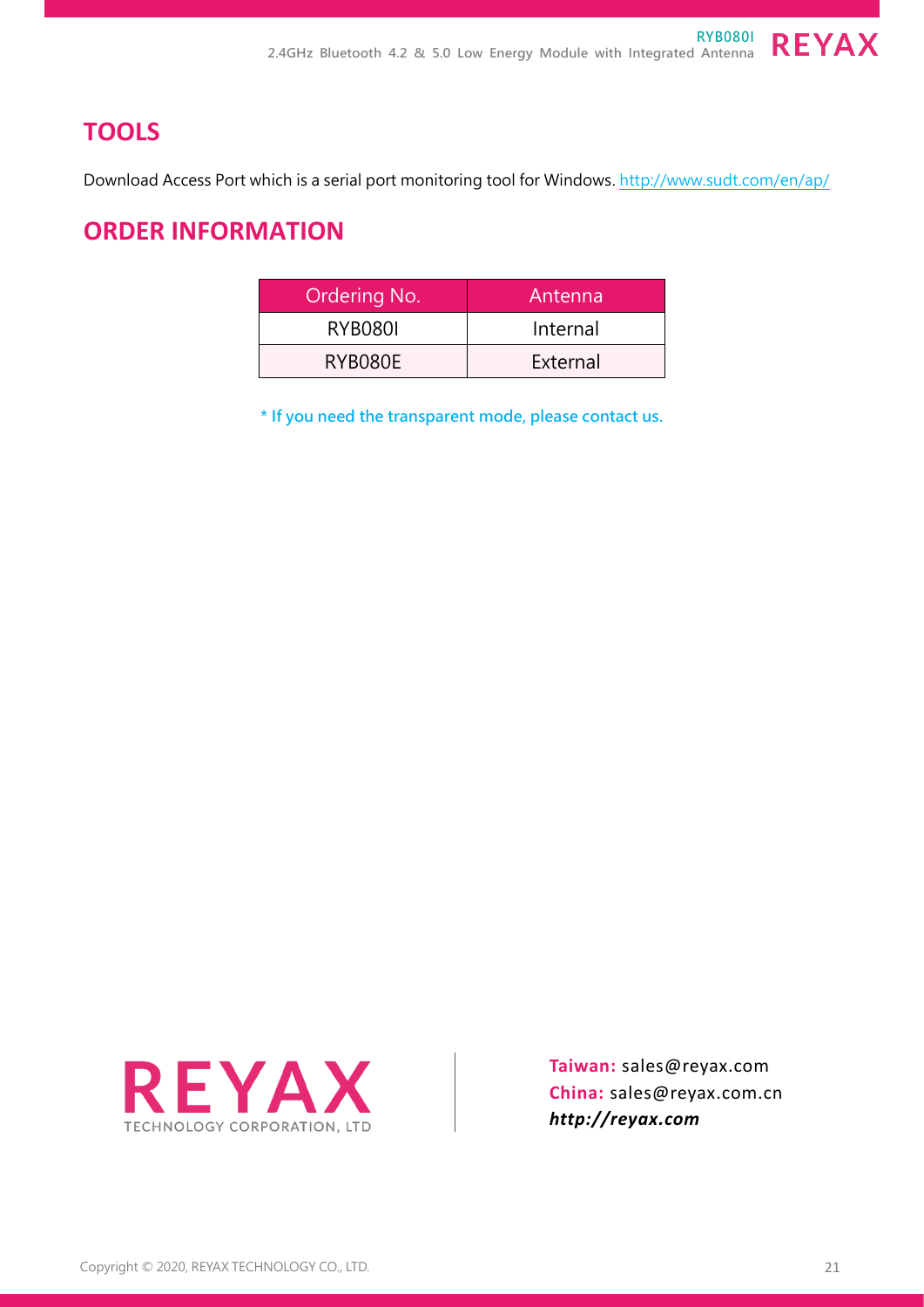## TOOLS

Download Access Port which is a serial port monitoring tool for Windows. http://www.sudt.com/en/ap/

## ORDER INFORMATION

| Ordering No. | Antenna |
|---|---|
| RYB080I | Internal |
| RYB080E | External |

* If you need the transparent mode, please contact us.

REYAX
TECHNOLOGY CORPORATION, LTD

**Taiwan:** sales@reyax.com
**China:** sales@reyax.com.cn
***http://reyax.com***